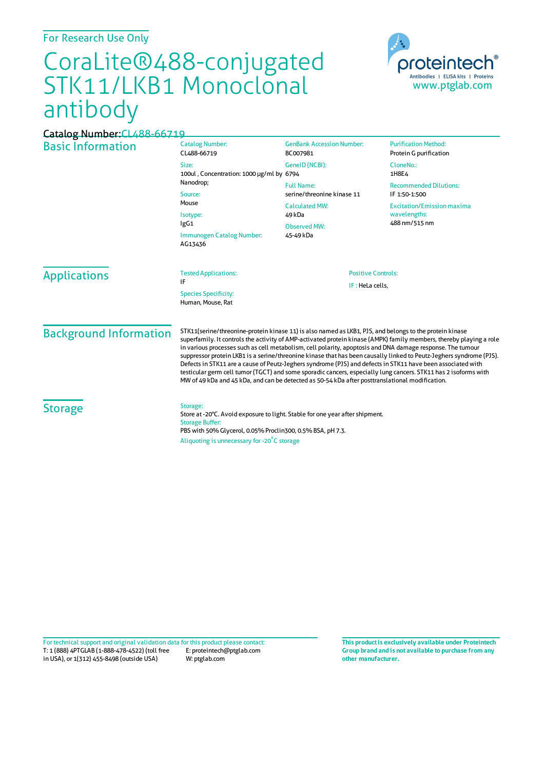For Research Use Only

# CoraLite®488-conjugated STK11/LKB1 Monoclonal antibody

proteintech®
Antibodies | ELISA kits | Proteins
www.ptglab.com

Catalog Number: CL488-66719

## Basic Information

Catalog Number:
CL488-66719

Size:
100ul , Concentration: 1000 μg/ml by Nanodrop;

Source:
Mouse

Isotype:
IgG1

Immunogen Catalog Number:
AG13436

GenBank Accession Number:
BC007981

GeneID (NCBI):
6794

Full Name:
serine/threonine kinase 11

Calculated MW:
49 kDa

Observed MW:
45-49 kDa

Purification Method:
Protein G purification

CloneNo.:
1H8E4

Recommended Dilutions:
IF 1:50-1:500

Excitation/Emission maxima wavelengths:
488 nm/515 nm

## Applications

Tested Applications:
IF

Species Specificity:
Human, Mouse, Rat

Positive Controls:
IF : HeLa cells,

## Background Information

STK11(serine/threonine-protein kinase 11) is also named as LKB1, PJS, and belongs to the protein kinase superfamily. It controls the activity of AMP-activated protein kinase (AMPK) family members, thereby playing a role in various processes such as cell metabolism, cell polarity, apoptosis and DNA damage response. The tumour suppressor protein LKB1 is a serine/threonine kinase that has been causally linked to Peutz-Jeghers syndrome (PJS). Defects in STK11 are a cause of Peutz-Jeghers syndrome (PJS) and defects in STK11 have been associated with testicular germ cell tumor (TGCT) and some sporadic cancers, especially lung cancers. STK11 has 2 isoforms with MW of 49 kDa and 45 kDa, and can be detected as 50-54 kDa after posttranslational modification.

## Storage

Storage:
Store at -20°C. Avoid exposure to light. Stable for one year after shipment.

Storage Buffer:
PBS with 50% Glycerol, 0.05% Proclin300, 0.5% BSA, pH 7.3.

Aliquoting is unnecessary for -20°C storage

For technical support and original validation data for this product please contact:
T: 1 (888) 4PTGLAB (1-888-478-4522) (toll free in USA), or 1(312) 455-8498 (outside USA)
E: proteintech@ptglab.com
W: ptglab.com

**This product is exclusively available under Proteintech Group brand and is not available to purchase from any other manufacturer.**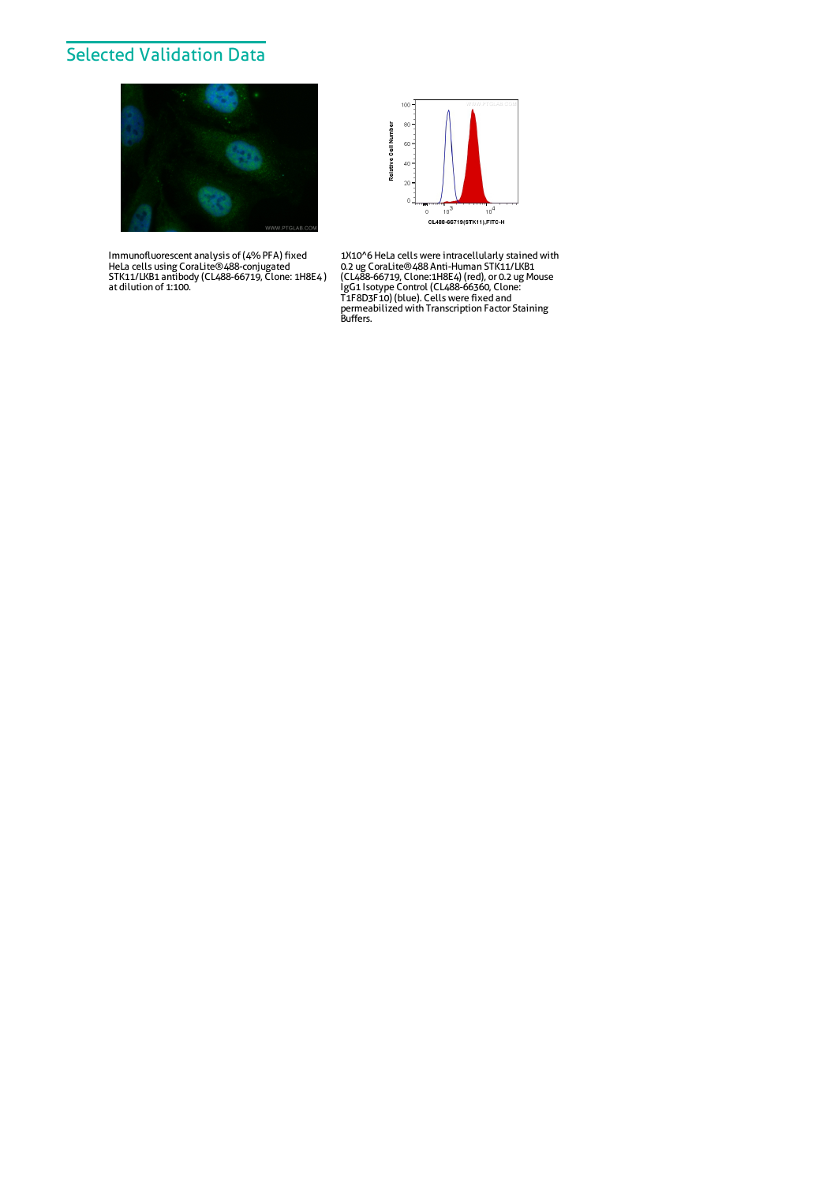## Selected Validation Data

WWW.PTGLAB.COM

Immunofluorescent analysis of (4% PFA) fixed HeLa cells using CoraLite®488-conjugated STK11/LKB1 antibody (CL488-66719, Clone: 1H8E4 ) at dilution of 1:100.

Relative Cell Number

100
80
60
40
20
0

0
$10^3$
$10^4$

CL488-66719(STK11),FITC-H

1X10^6 HeLa cells were intracellularly stained with 0.2 ug CoraLite®488 Anti-Human STK11/LKB1 (CL488-66719, Clone:1H8E4) (red), or 0.2 ug Mouse IgG1 Isotype Control (CL488-66360, Clone: T1F8D3F10) (blue). Cells were fixed and permeabilized with Transcription Factor Staining Buffers.